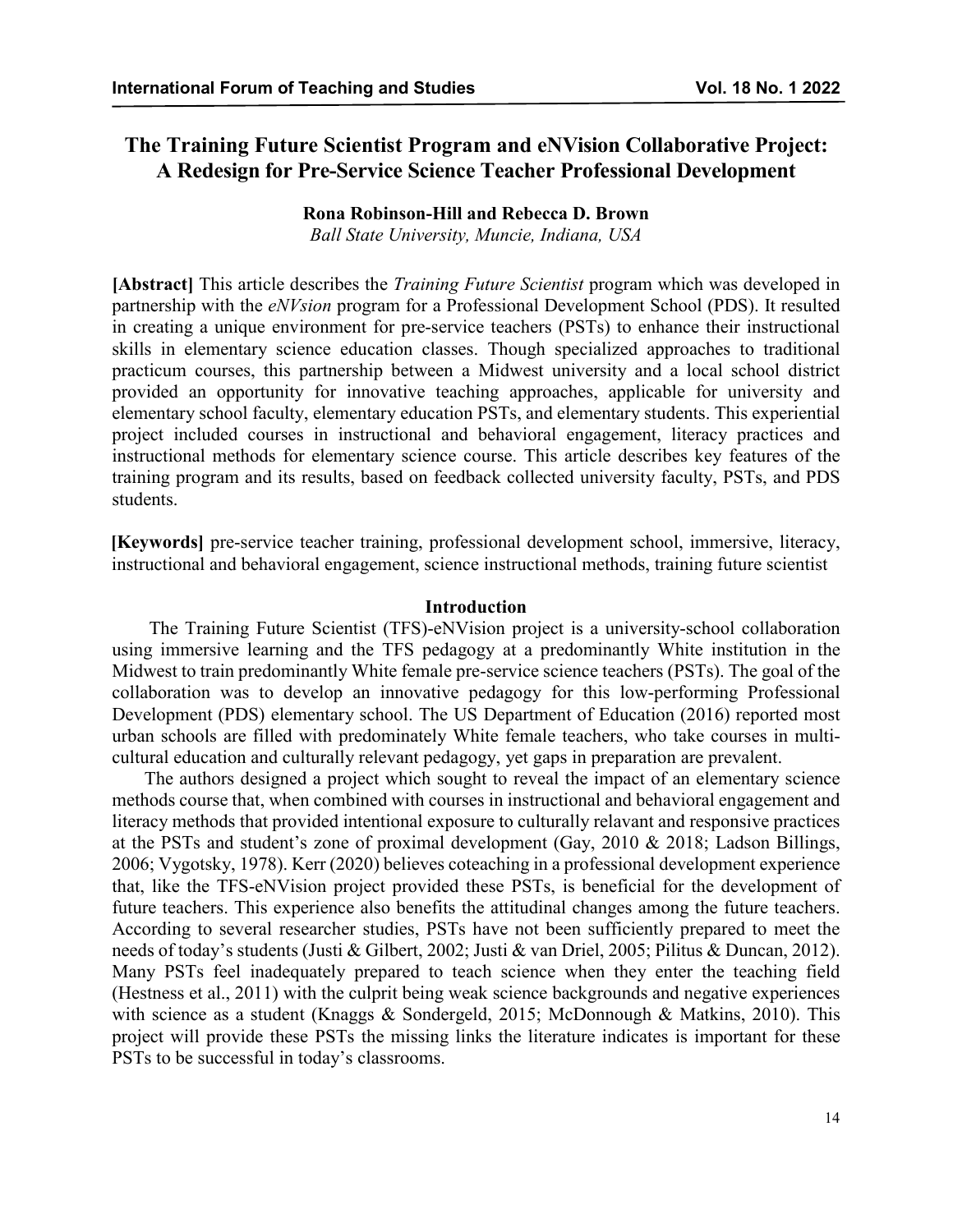# The Training Future Scientist Program and eNVision Collaborative Project: A Redesign for Pre-Service Science Teacher Professional Development

**Rona Robinson-Hill and Rebecca D. Brown**

*Ball State University, Muncie, Indiana, USA*

**[Abstract]** This article describes the *Training Future Scientist* program which was developed in partnership with the *eNVsion* program for a Professional Development School (PDS). It resulted in creating a unique environment for pre-service teachers (PSTs) to enhance their instructional skills in elementary science education classes. Though specialized approaches to traditional practicum courses, this partnership between a Midwest university and a local school district provided an opportunity for innovative teaching approaches, applicable for university and elementary school faculty, elementary education PSTs, and elementary students. This experiential project included courses in instructional and behavioral engagement, literacy practices and instructional methods for elementary science course. This article describes key features of the training program and its results, based on feedback collected university faculty, PSTs, and PDS students.

**[Keywords]** pre-service teacher training, professional development school, immersive, literacy, instructional and behavioral engagement, science instructional methods, training future scientist

## Introduction

The Training Future Scientist (TFS)-eNVision project is a university-school collaboration using immersive learning and the TFS pedagogy at a predominantly White institution in the Midwest to train predominantly White female pre-service science teachers (PSTs). The goal of the collaboration was to develop an innovative pedagogy for this low-performing Professional Development (PDS) elementary school. The US Department of Education (2016) reported most urban schools are filled with predominately White female teachers, who take courses in multi-cultural education and culturally relevant pedagogy, yet gaps in preparation are prevalent.

The authors designed a project which sought to reveal the impact of an elementary science methods course that, when combined with courses in instructional and behavioral engagement and literacy methods that provided intentional exposure to culturally relavant and responsive practices at the PSTs and student's zone of proximal development (Gay, 2010 & 2018; Ladson Billings, 2006; Vygotsky, 1978). Kerr (2020) believes coteaching in a professional development experience that, like the TFS-eNVision project provided these PSTs, is beneficial for the development of future teachers. This experience also benefits the attitudinal changes among the future teachers. According to several researcher studies, PSTs have not been sufficiently prepared to meet the needs of today's students (Justi & Gilbert, 2002; Justi & van Driel, 2005; Pilitus & Duncan, 2012). Many PSTs feel inadequately prepared to teach science when they enter the teaching field (Hestness et al., 2011) with the culprit being weak science backgrounds and negative experiences with science as a student (Knaggs & Sondergeld, 2015; McDonnough & Matkins, 2010). This project will provide these PSTs the missing links the literature indicates is important for these PSTs to be successful in today's classrooms.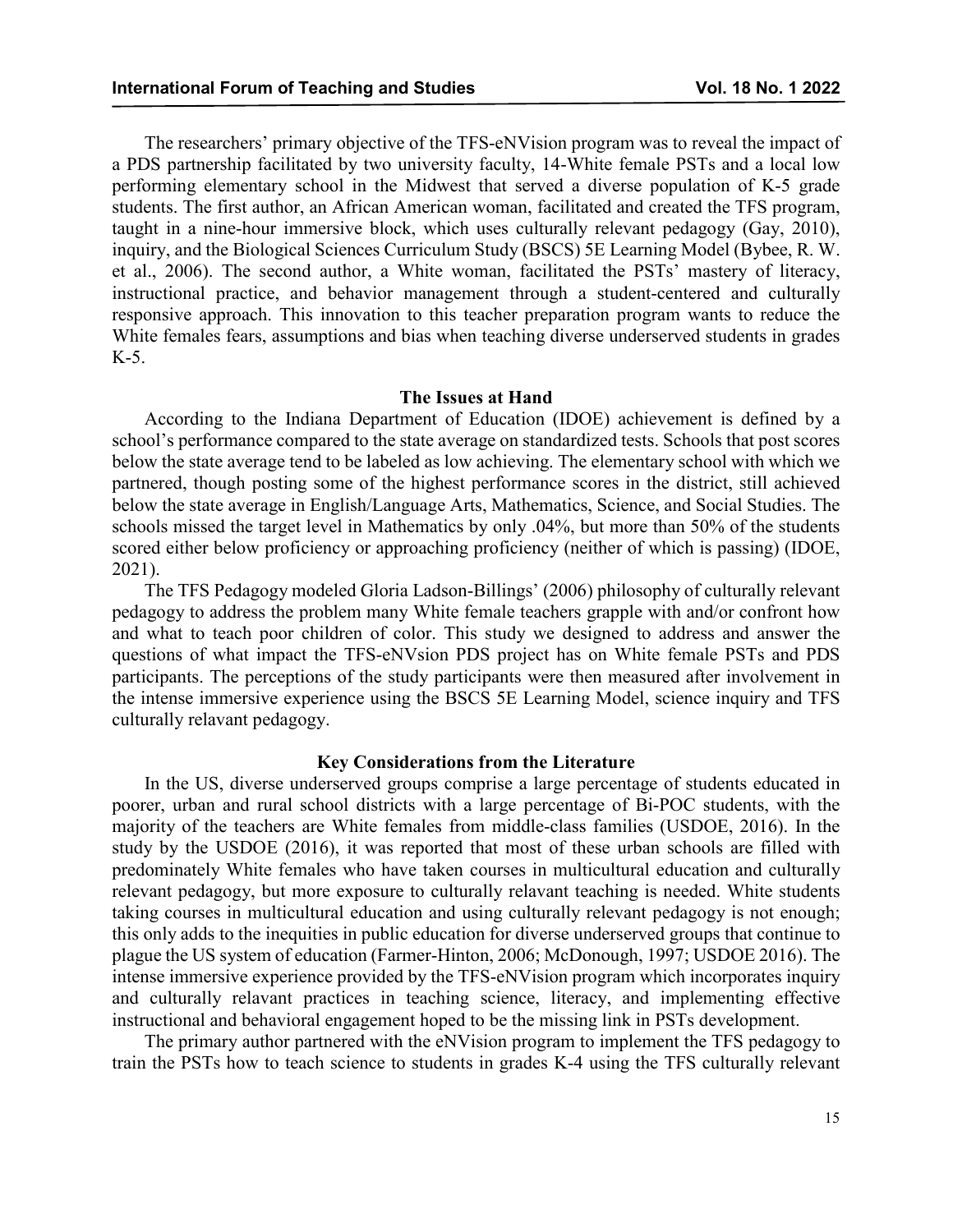The researchers' primary objective of the TFS-eNVision program was to reveal the impact of a PDS partnership facilitated by two university faculty, 14-White female PSTs and a local low performing elementary school in the Midwest that served a diverse population of K-5 grade students. The first author, an African American woman, facilitated and created the TFS program, taught in a nine-hour immersive block, which uses culturally relevant pedagogy (Gay, 2010), inquiry, and the Biological Sciences Curriculum Study (BSCS) 5E Learning Model (Bybee, R. W. et al., 2006). The second author, a White woman, facilitated the PSTs' mastery of literacy, instructional practice, and behavior management through a student-centered and culturally responsive approach. This innovation to this teacher preparation program wants to reduce the White females fears, assumptions and bias when teaching diverse underserved students in grades K-5.

## The Issues at Hand

According to the Indiana Department of Education (IDOE) achievement is defined by a school's performance compared to the state average on standardized tests. Schools that post scores below the state average tend to be labeled as low achieving. The elementary school with which we partnered, though posting some of the highest performance scores in the district, still achieved below the state average in English/Language Arts, Mathematics, Science, and Social Studies. The schools missed the target level in Mathematics by only .04%, but more than 50% of the students scored either below proficiency or approaching proficiency (neither of which is passing) (IDOE, 2021).

The TFS Pedagogy modeled Gloria Ladson-Billings' (2006) philosophy of culturally relevant pedagogy to address the problem many White female teachers grapple with and/or confront how and what to teach poor children of color. This study we designed to address and answer the questions of what impact the TFS-eNVsion PDS project has on White female PSTs and PDS participants. The perceptions of the study participants were then measured after involvement in the intense immersive experience using the BSCS 5E Learning Model, science inquiry and TFS culturally relavant pedagogy.

## Key Considerations from the Literature

In the US, diverse underserved groups comprise a large percentage of students educated in poorer, urban and rural school districts with a large percentage of Bi-POC students, with the majority of the teachers are White females from middle-class families (USDOE, 2016). In the study by the USDOE (2016), it was reported that most of these urban schools are filled with predominately White females who have taken courses in multicultural education and culturally relevant pedagogy, but more exposure to culturally relavant teaching is needed. White students taking courses in multicultural education and using culturally relevant pedagogy is not enough; this only adds to the inequities in public education for diverse underserved groups that continue to plague the US system of education (Farmer-Hinton, 2006; McDonough, 1997; USDOE 2016). The intense immersive experience provided by the TFS-eNVision program which incorporates inquiry and culturally relavant practices in teaching science, literacy, and implementing effective instructional and behavioral engagement hoped to be the missing link in PSTs development.

The primary author partnered with the eNVision program to implement the TFS pedagogy to train the PSTs how to teach science to students in grades K-4 using the TFS culturally relevant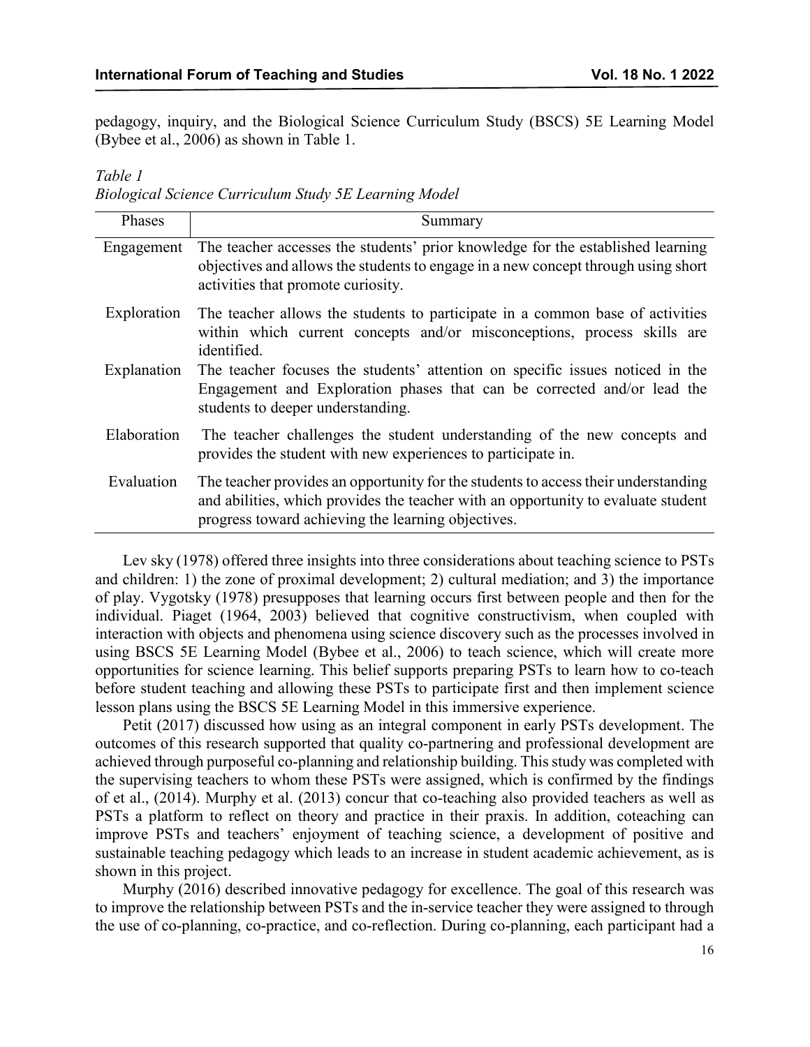pedagogy, inquiry, and the Biological Science Curriculum Study (BSCS) 5E Learning Model (Bybee et al., 2006) as shown in Table 1.

*Table 1*
*Biological Science Curriculum Study 5E Learning Model*

| Phases | Summary |
|---|---|
| Engagement | The teacher accesses the students' prior knowledge for the established learning objectives and allows the students to engage in a new concept through using short activities that promote curiosity. |
| Exploration | The teacher allows the students to participate in a common base of activities within which current concepts and/or misconceptions, process skills are identified. |
| Explanation | The teacher focuses the students' attention on specific issues noticed in the Engagement and Exploration phases that can be corrected and/or lead the students to deeper understanding. |
| Elaboration | The teacher challenges the student understanding of the new concepts and provides the student with new experiences to participate in. |
| Evaluation | The teacher provides an opportunity for the students to access their understanding and abilities, which provides the teacher with an opportunity to evaluate student progress toward achieving the learning objectives. |

Lev sky (1978) offered three insights into three considerations about teaching science to PSTs and children: 1) the zone of proximal development; 2) cultural mediation; and 3) the importance of play. Vygotsky (1978) presupposes that learning occurs first between people and then for the individual. Piaget (1964, 2003) believed that cognitive constructivism, when coupled with interaction with objects and phenomena using science discovery such as the processes involved in using BSCS 5E Learning Model (Bybee et al., 2006) to teach science, which will create more opportunities for science learning. This belief supports preparing PSTs to learn how to co-teach before student teaching and allowing these PSTs to participate first and then implement science lesson plans using the BSCS 5E Learning Model in this immersive experience.

Petit (2017) discussed how using as an integral component in early PSTs development. The outcomes of this research supported that quality co-partnering and professional development are achieved through purposeful co-planning and relationship building. This study was completed with the supervising teachers to whom these PSTs were assigned, which is confirmed by the findings of et al., (2014). Murphy et al. (2013) concur that co-teaching also provided teachers as well as PSTs a platform to reflect on theory and practice in their praxis. In addition, coteaching can improve PSTs and teachers' enjoyment of teaching science, a development of positive and sustainable teaching pedagogy which leads to an increase in student academic achievement, as is shown in this project.

Murphy (2016) described innovative pedagogy for excellence. The goal of this research was to improve the relationship between PSTs and the in-service teacher they were assigned to through the use of co-planning, co-practice, and co-reflection. During co-planning, each participant had a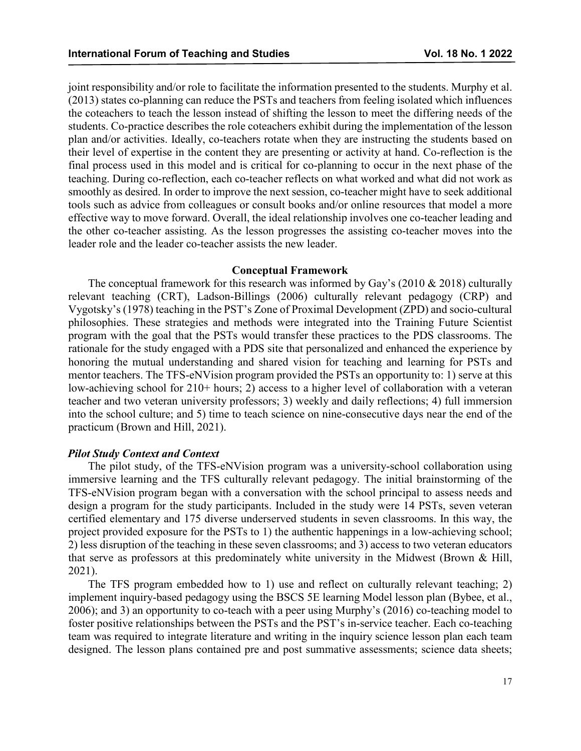joint responsibility and/or role to facilitate the information presented to the students. Murphy et al. (2013) states co-planning can reduce the PSTs and teachers from feeling isolated which influences the coteachers to teach the lesson instead of shifting the lesson to meet the differing needs of the students. Co-practice describes the role coteachers exhibit during the implementation of the lesson plan and/or activities. Ideally, co-teachers rotate when they are instructing the students based on their level of expertise in the content they are presenting or activity at hand. Co-reflection is the final process used in this model and is critical for co-planning to occur in the next phase of the teaching. During co-reflection, each co-teacher reflects on what worked and what did not work as smoothly as desired. In order to improve the next session, co-teacher might have to seek additional tools such as advice from colleagues or consult books and/or online resources that model a more effective way to move forward. Overall, the ideal relationship involves one co-teacher leading and the other co-teacher assisting. As the lesson progresses the assisting co-teacher moves into the leader role and the leader co-teacher assists the new leader.

## Conceptual Framework

The conceptual framework for this research was informed by Gay's (2010 & 2018) culturally relevant teaching (CRT), Ladson-Billings (2006) culturally relevant pedagogy (CRP) and Vygotsky's (1978) teaching in the PST's Zone of Proximal Development (ZPD) and socio-cultural philosophies. These strategies and methods were integrated into the Training Future Scientist program with the goal that the PSTs would transfer these practices to the PDS classrooms. The rationale for the study engaged with a PDS site that personalized and enhanced the experience by honoring the mutual understanding and shared vision for teaching and learning for PSTs and mentor teachers. The TFS-eNVision program provided the PSTs an opportunity to: 1) serve at this low-achieving school for 210+ hours; 2) access to a higher level of collaboration with a veteran teacher and two veteran university professors; 3) weekly and daily reflections; 4) full immersion into the school culture; and 5) time to teach science on nine-consecutive days near the end of the practicum (Brown and Hill, 2021).

### *Pilot Study Context and Context*

The pilot study, of the TFS-eNVision program was a university-school collaboration using immersive learning and the TFS culturally relevant pedagogy. The initial brainstorming of the TFS-eNVision program began with a conversation with the school principal to assess needs and design a program for the study participants. Included in the study were 14 PSTs, seven veteran certified elementary and 175 diverse underserved students in seven classrooms. In this way, the project provided exposure for the PSTs to 1) the authentic happenings in a low-achieving school; 2) less disruption of the teaching in these seven classrooms; and 3) access to two veteran educators that serve as professors at this predominately white university in the Midwest (Brown & Hill, 2021).

The TFS program embedded how to 1) use and reflect on culturally relevant teaching; 2) implement inquiry-based pedagogy using the BSCS 5E learning Model lesson plan (Bybee, et al., 2006); and 3) an opportunity to co-teach with a peer using Murphy's (2016) co-teaching model to foster positive relationships between the PSTs and the PST's in-service teacher. Each co-teaching team was required to integrate literature and writing in the inquiry science lesson plan each team designed. The lesson plans contained pre and post summative assessments; science data sheets;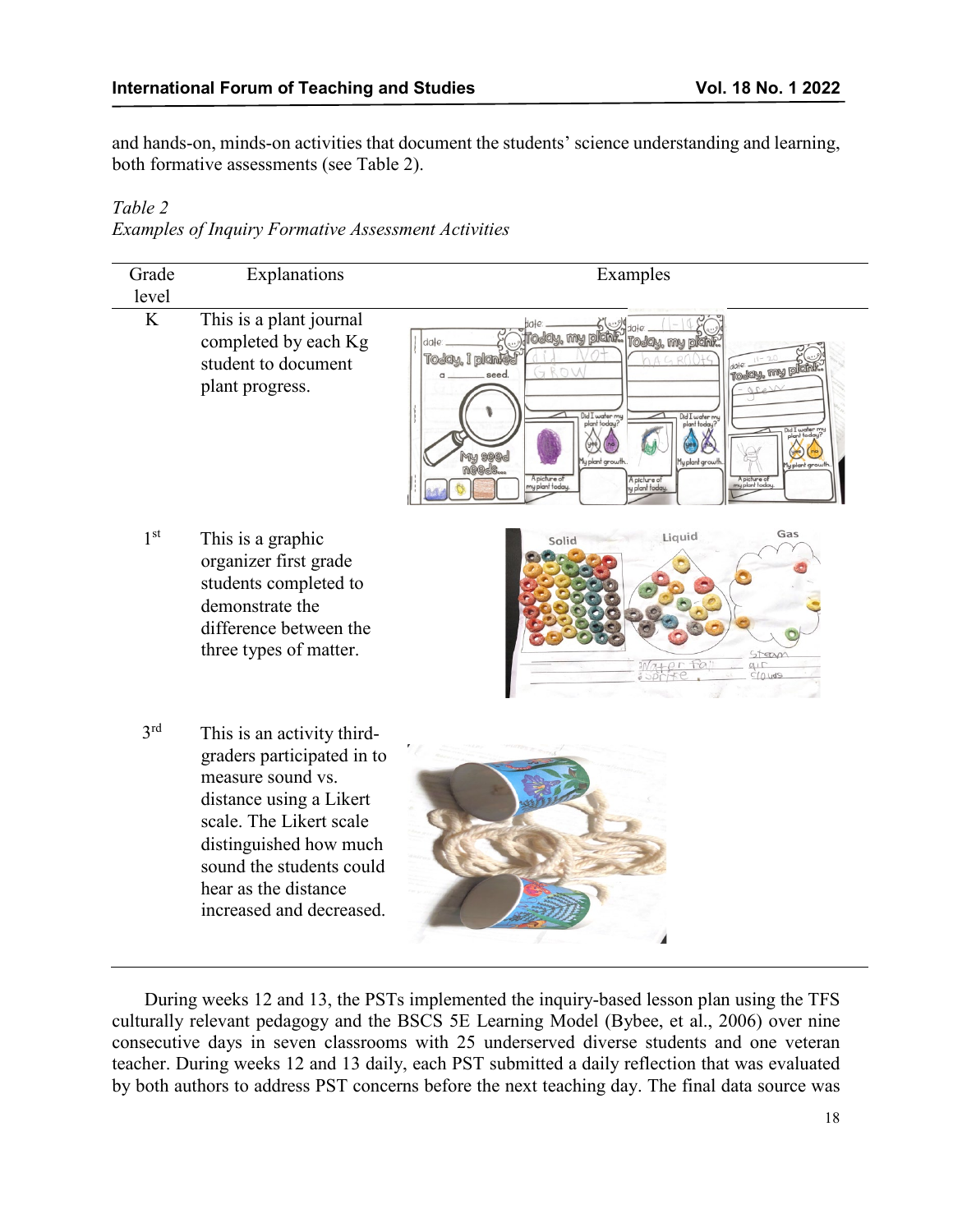and hands-on, minds-on activities that document the students' science understanding and learning, both formative assessments (see Table 2).

*Table 2*
*Examples of Inquiry Formative Assessment Activities*

| Grade level | Explanations | Examples |
|---|---|---|
| K | This is a plant journal completed by each Kg student to document plant progress. | |
| 1st | This is a graphic organizer first grade students completed to demonstrate the difference between the three types of matter. | |
| 3rd | This is an activity third-graders participated in to measure sound vs. distance using a Likert scale. The Likert scale distinguished how much sound the students could hear as the distance increased and decreased. | |

During weeks 12 and 13, the PSTs implemented the inquiry-based lesson plan using the TFS culturally relevant pedagogy and the BSCS 5E Learning Model (Bybee, et al., 2006) over nine consecutive days in seven classrooms with 25 underserved diverse students and one veteran teacher. During weeks 12 and 13 daily, each PST submitted a daily reflection that was evaluated by both authors to address PST concerns before the next teaching day. The final data source was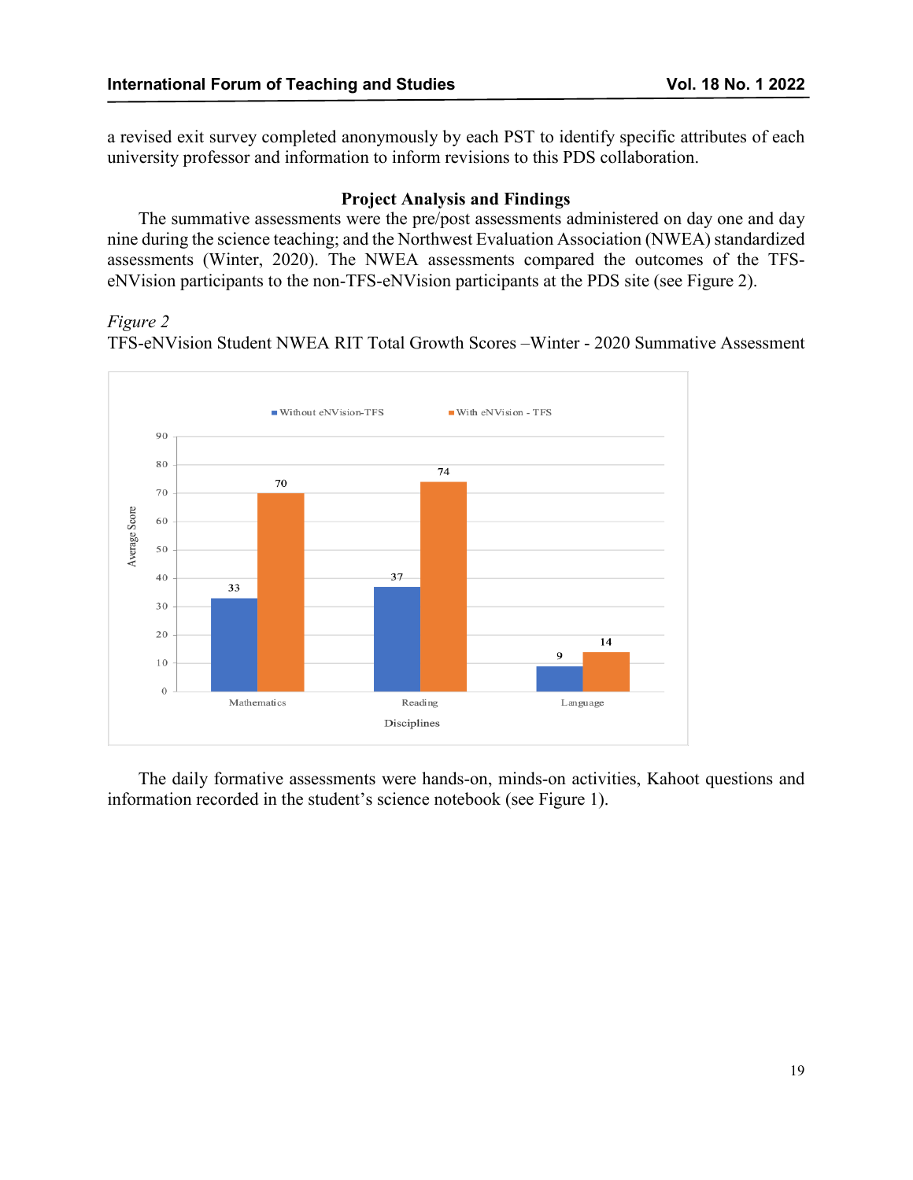a revised exit survey completed anonymously by each PST to identify specific attributes of each university professor and information to inform revisions to this PDS collaboration.

## Project Analysis and Findings

The summative assessments were the pre/post assessments administered on day one and day nine during the science teaching; and the Northwest Evaluation Association (NWEA) standardized assessments (Winter, 2020). The NWEA assessments compared the outcomes of the TFS-eNVision participants to the non-TFS-eNVision participants at the PDS site (see Figure 2).

*Figure 2*

TFS-eNVision Student NWEA RIT Total Growth Scores –Winter - 2020 Summative Assessment

| Disciplines | Without eNVision-TFS | With eNVision - TFS |
|---|---|---|
| Mathematics | 33 | 70 |
| Reading | 37 | 74 |
| Language | 9 | 14 |

The daily formative assessments were hands-on, minds-on activities, Kahoot questions and information recorded in the student's science notebook (see Figure 1).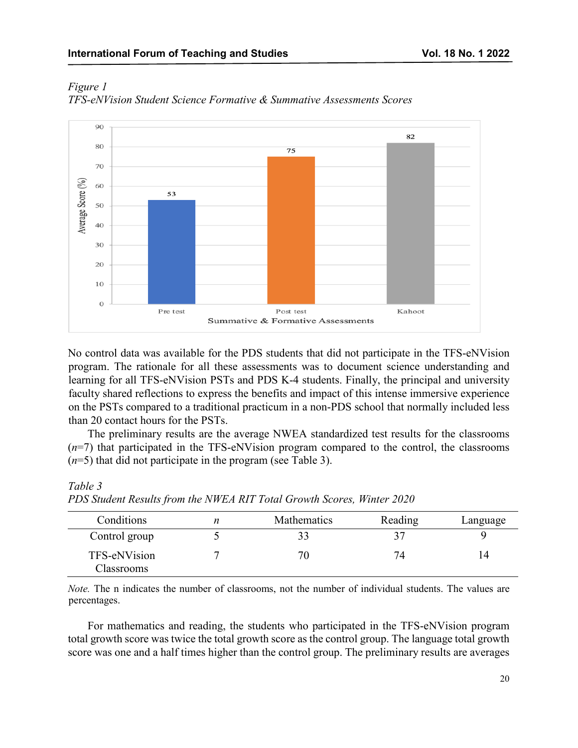*Figure 1*
*TFS-eNVision Student Science Formative & Summative Assessments Scores*

No control data was available for the PDS students that did not participate in the TFS-eNVision program. The rationale for all these assessments was to document science understanding and learning for all TFS-eNVision PSTs and PDS K-4 students. Finally, the principal and university faculty shared reflections to express the benefits and impact of this intense immersive experience on the PSTs compared to a traditional practicum in a non-PDS school that normally included less than 20 contact hours for the PSTs.

The preliminary results are the average NWEA standardized test results for the classrooms ($n$=7) that participated in the TFS-eNVision program compared to the control, the classrooms ($n$=5) that did not participate in the program (see Table 3).

*Table 3*
*PDS Student Results from the NWEA RIT Total Growth Scores, Winter 2020*

| Conditions | *n* | Mathematics | Reading | Language |
|---|---|---|---|---|
| Control group | 5 | 33 | 37 | 9 |
| TFS-eNVision Classrooms | 7 | 70 | 74 | 14 |

*Note.* The n indicates the number of classrooms, not the number of individual students. The values are percentages.

For mathematics and reading, the students who participated in the TFS-eNVision program total growth score was twice the total growth score as the control group. The language total growth score was one and a half times higher than the control group. The preliminary results are averages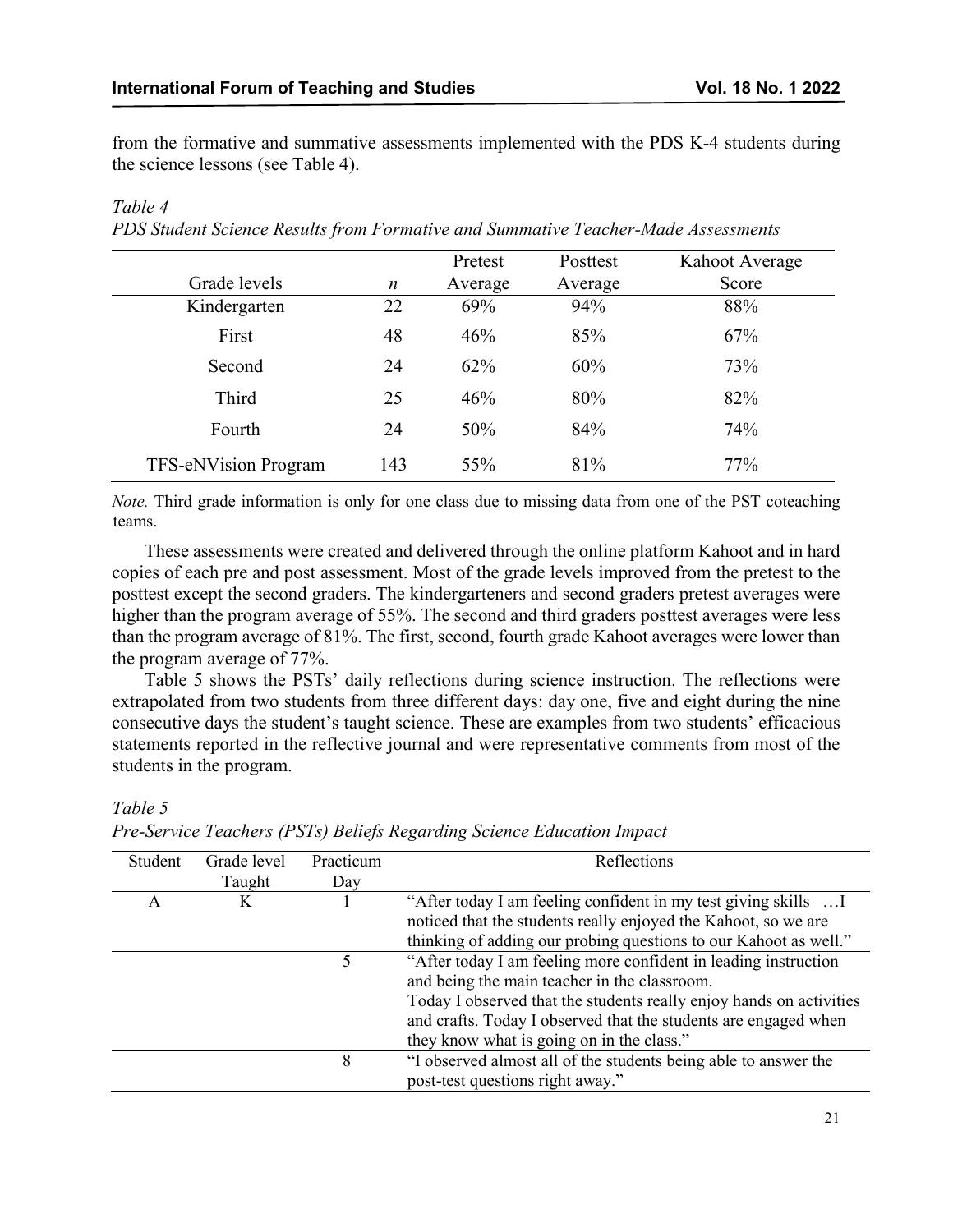from the formative and summative assessments implemented with the PDS K-4 students during the science lessons (see Table 4).

*Table 4*
*PDS Student Science Results from Formative and Summative Teacher-Made Assessments*

| Grade levels | *n* | Pretest Average | Posttest Average | Kahoot Average Score |
|---|---|---|---|---|
| Kindergarten | 22 | 69% | 94% | 88% |
| First | 48 | 46% | 85% | 67% |
| Second | 24 | 62% | 60% | 73% |
| Third | 25 | 46% | 80% | 82% |
| Fourth | 24 | 50% | 84% | 74% |
| TFS-eNVision Program | 143 | 55% | 81% | 77% |

*Note.* Third grade information is only for one class due to missing data from one of the PST coteaching teams.

These assessments were created and delivered through the online platform Kahoot and in hard copies of each pre and post assessment. Most of the grade levels improved from the pretest to the posttest except the second graders. The kindergarteners and second graders pretest averages were higher than the program average of 55%. The second and third graders posttest averages were less than the program average of 81%. The first, second, fourth grade Kahoot averages were lower than the program average of 77%.

Table 5 shows the PSTs' daily reflections during science instruction. The reflections were extrapolated from two students from three different days: day one, five and eight during the nine consecutive days the student's taught science. These are examples from two students' efficacious statements reported in the reflective journal and were representative comments from most of the students in the program.

*Table 5*
*Pre-Service Teachers (PSTs) Beliefs Regarding Science Education Impact*

| Student | Grade level Taught | Practicum Day | Reflections |
|---|---|---|---|
| A | K | 1 | "After today I am feeling confident in my test giving skills …I noticed that the students really enjoyed the Kahoot, so we are thinking of adding our probing questions to our Kahoot as well." |
| | | 5 | "After today I am feeling more confident in leading instruction and being the main teacher in the classroom. Today I observed that the students really enjoy hands on activities and crafts. Today I observed that the students are engaged when they know what is going on in the class." |
| | | 8 | "I observed almost all of the students being able to answer the post-test questions right away." |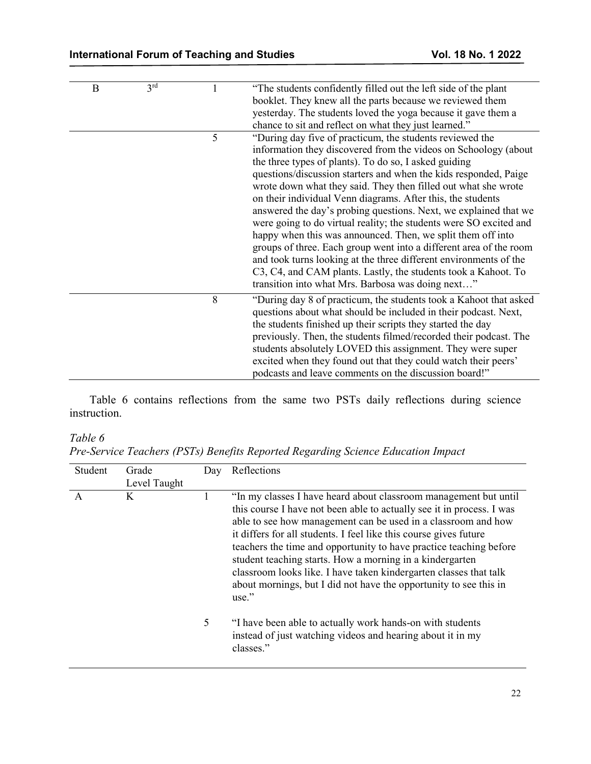| | | | |
|---|---|---|---|
| B | 3rd | 1 | "The students confidently filled out the left side of the plant booklet. They knew all the parts because we reviewed them yesterday. The students loved the yoga because it gave them a chance to sit and reflect on what they just learned." |
| | | 5 | "During day five of practicum, the students reviewed the information they discovered from the videos on Schoology (about the three types of plants). To do so, I asked guiding questions/discussion starters and when the kids responded, Paige wrote down what they said. They then filled out what she wrote on their individual Venn diagrams. After this, the students answered the day's probing questions. Next, we explained that we were going to do virtual reality; the students were SO excited and happy when this was announced. Then, we split them off into groups of three. Each group went into a different area of the room and took turns looking at the three different environments of the C3, C4, and CAM plants. Lastly, the students took a Kahoot. To transition into what Mrs. Barbosa was doing next…" |
| | | 8 | "During day 8 of practicum, the students took a Kahoot that asked questions about what should be included in their podcast. Next, the students finished up their scripts they started the day previously. Then, the students filmed/recorded their podcast. The students absolutely LOVED this assignment. They were super excited when they found out that they could watch their peers' podcasts and leave comments on the discussion board!" |

Table 6 contains reflections from the same two PSTs daily reflections during science instruction.

*Table 6*
*Pre-Service Teachers (PSTs) Benefits Reported Regarding Science Education Impact*

| Student | Grade Level Taught | Day | Reflections |
|---|---|---|---|
| A | K | 1 | "In my classes I have heard about classroom management but until this course I have not been able to actually see it in process. I was able to see how management can be used in a classroom and how it differs for all students. I feel like this course gives future teachers the time and opportunity to have practice teaching before student teaching starts. How a morning in a kindergarten classroom looks like. I have taken kindergarten classes that talk about mornings, but I did not have the opportunity to see this in use." |
| | | 5 | "I have been able to actually work hands-on with students instead of just watching videos and hearing about it in my classes." |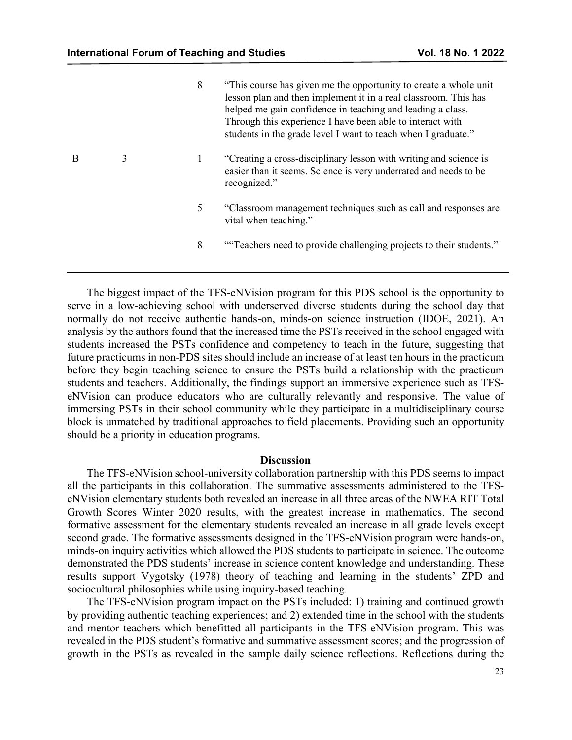|  |  | 8 | "This course has given me the opportunity to create a whole unit lesson plan and then implement it in a real classroom. This has helped me gain confidence in teaching and leading a class. Through this experience I have been able to interact with students in the grade level I want to teach when I graduate." |
|---|---|---|---|
| B | 3 | 1 | "Creating a cross-disciplinary lesson with writing and science is easier than it seems. Science is very underrated and needs to be recognized." |
|  |  | 5 | "Classroom management techniques such as call and responses are vital when teaching." |
|  |  | 8 | ""Teachers need to provide challenging projects to their students." |

The biggest impact of the TFS-eNVision program for this PDS school is the opportunity to serve in a low-achieving school with underserved diverse students during the school day that normally do not receive authentic hands-on, minds-on science instruction (IDOE, 2021). An analysis by the authors found that the increased time the PSTs received in the school engaged with students increased the PSTs confidence and competency to teach in the future, suggesting that future practicums in non-PDS sites should include an increase of at least ten hours in the practicum before they begin teaching science to ensure the PSTs build a relationship with the practicum students and teachers. Additionally, the findings support an immersive experience such as TFS-eNVision can produce educators who are culturally relevantly and responsive. The value of immersing PSTs in their school community while they participate in a multidisciplinary course block is unmatched by traditional approaches to field placements. Providing such an opportunity should be a priority in education programs.

## Discussion

The TFS-eNVision school-university collaboration partnership with this PDS seems to impact all the participants in this collaboration. The summative assessments administered to the TFS-eNVision elementary students both revealed an increase in all three areas of the NWEA RIT Total Growth Scores Winter 2020 results, with the greatest increase in mathematics. The second formative assessment for the elementary students revealed an increase in all grade levels except second grade. The formative assessments designed in the TFS-eNVision program were hands-on, minds-on inquiry activities which allowed the PDS students to participate in science. The outcome demonstrated the PDS students' increase in science content knowledge and understanding. These results support Vygotsky (1978) theory of teaching and learning in the students' ZPD and sociocultural philosophies while using inquiry-based teaching.

The TFS-eNVision program impact on the PSTs included: 1) training and continued growth by providing authentic teaching experiences; and 2) extended time in the school with the students and mentor teachers which benefitted all participants in the TFS-eNVision program. This was revealed in the PDS student's formative and summative assessment scores; and the progression of growth in the PSTs as revealed in the sample daily science reflections. Reflections during the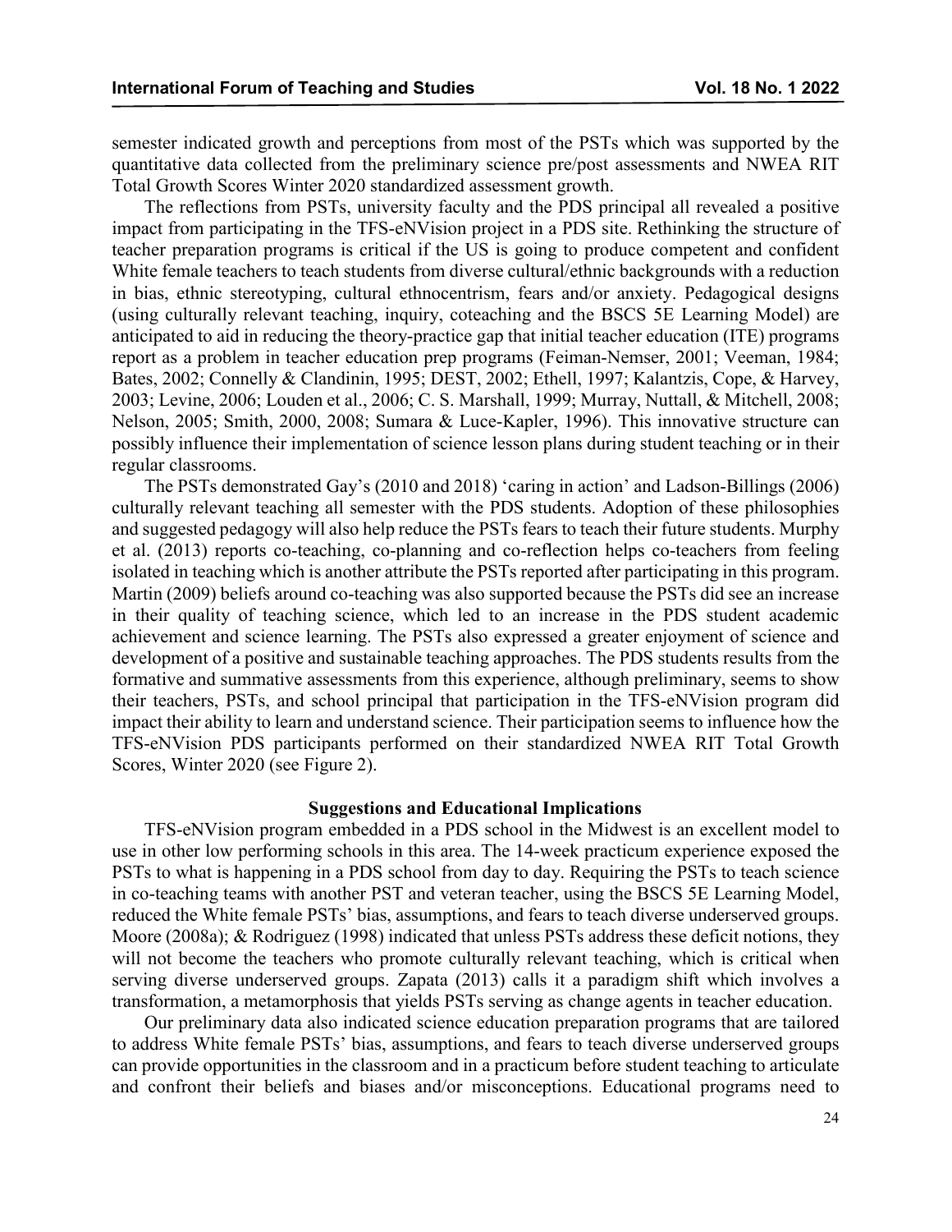semester indicated growth and perceptions from most of the PSTs which was supported by the quantitative data collected from the preliminary science pre/post assessments and NWEA RIT Total Growth Scores Winter 2020 standardized assessment growth.

The reflections from PSTs, university faculty and the PDS principal all revealed a positive impact from participating in the TFS-eNVision project in a PDS site. Rethinking the structure of teacher preparation programs is critical if the US is going to produce competent and confident White female teachers to teach students from diverse cultural/ethnic backgrounds with a reduction in bias, ethnic stereotyping, cultural ethnocentrism, fears and/or anxiety. Pedagogical designs (using culturally relevant teaching, inquiry, coteaching and the BSCS 5E Learning Model) are anticipated to aid in reducing the theory-practice gap that initial teacher education (ITE) programs report as a problem in teacher education prep programs (Feiman-Nemser, 2001; Veeman, 1984; Bates, 2002; Connelly & Clandinin, 1995; DEST, 2002; Ethell, 1997; Kalantzis, Cope, & Harvey, 2003; Levine, 2006; Louden et al., 2006; C. S. Marshall, 1999; Murray, Nuttall, & Mitchell, 2008; Nelson, 2005; Smith, 2000, 2008; Sumara & Luce-Kapler, 1996). This innovative structure can possibly influence their implementation of science lesson plans during student teaching or in their regular classrooms.

The PSTs demonstrated Gay's (2010 and 2018) 'caring in action' and Ladson-Billings (2006) culturally relevant teaching all semester with the PDS students. Adoption of these philosophies and suggested pedagogy will also help reduce the PSTs fears to teach their future students. Murphy et al. (2013) reports co-teaching, co-planning and co-reflection helps co-teachers from feeling isolated in teaching which is another attribute the PSTs reported after participating in this program. Martin (2009) beliefs around co-teaching was also supported because the PSTs did see an increase in their quality of teaching science, which led to an increase in the PDS student academic achievement and science learning. The PSTs also expressed a greater enjoyment of science and development of a positive and sustainable teaching approaches. The PDS students results from the formative and summative assessments from this experience, although preliminary, seems to show their teachers, PSTs, and school principal that participation in the TFS-eNVision program did impact their ability to learn and understand science. Their participation seems to influence how the TFS-eNVision PDS participants performed on their standardized NWEA RIT Total Growth Scores, Winter 2020 (see Figure 2).

### Suggestions and Educational Implications

TFS-eNVision program embedded in a PDS school in the Midwest is an excellent model to use in other low performing schools in this area. The 14-week practicum experience exposed the PSTs to what is happening in a PDS school from day to day. Requiring the PSTs to teach science in co-teaching teams with another PST and veteran teacher, using the BSCS 5E Learning Model, reduced the White female PSTs' bias, assumptions, and fears to teach diverse underserved groups. Moore (2008a); & Rodriguez (1998) indicated that unless PSTs address these deficit notions, they will not become the teachers who promote culturally relevant teaching, which is critical when serving diverse underserved groups. Zapata (2013) calls it a paradigm shift which involves a transformation, a metamorphosis that yields PSTs serving as change agents in teacher education.

Our preliminary data also indicated science education preparation programs that are tailored to address White female PSTs' bias, assumptions, and fears to teach diverse underserved groups can provide opportunities in the classroom and in a practicum before student teaching to articulate and confront their beliefs and biases and/or misconceptions. Educational programs need to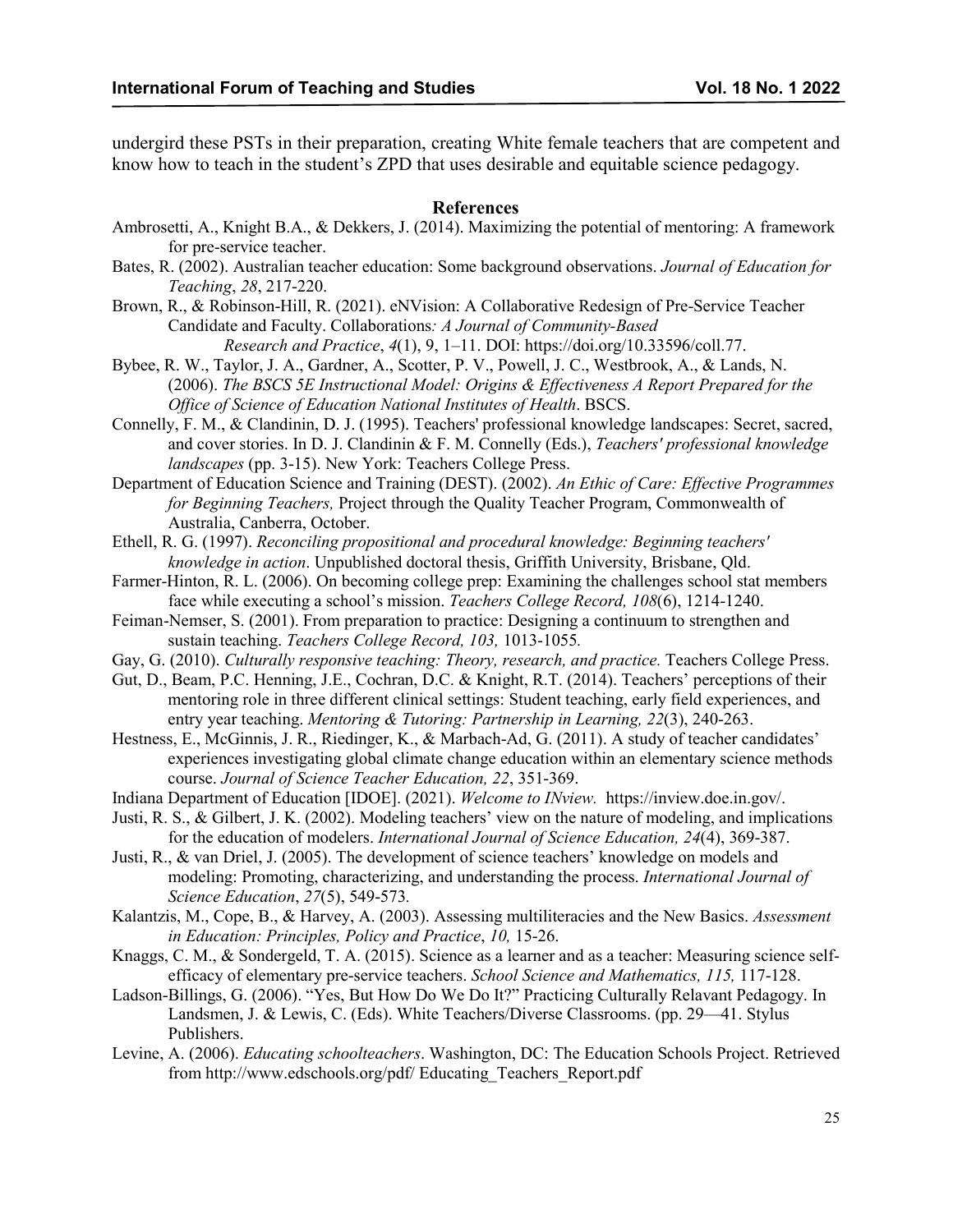undergird these PSTs in their preparation, creating White female teachers that are competent and know how to teach in the student's ZPD that uses desirable and equitable science pedagogy.

## References

Ambrosetti, A., Knight B.A., & Dekkers, J. (2014). Maximizing the potential of mentoring: A framework for pre-service teacher.

Bates, R. (2002). Australian teacher education: Some background observations. *Journal of Education for Teaching*, *28*, 217-220.

Brown, R., & Robinson-Hill, R. (2021). eNVision: A Collaborative Redesign of Pre-Service Teacher Candidate and Faculty. Collaborations*: A Journal of Community-Based Research and Practice*, *4*(1), 9, 1–11. DOI: https://doi.org/10.33596/coll.77.

Bybee, R. W., Taylor, J. A., Gardner, A., Scotter, P. V., Powell, J. C., Westbrook, A., & Lands, N. (2006). *The BSCS 5E Instructional Model: Origins & Effectiveness A Report Prepared for the Office of Science of Education National Institutes of Health*. BSCS.

Connelly, F. M., & Clandinin, D. J. (1995). Teachers' professional knowledge landscapes: Secret, sacred, and cover stories. In D. J. Clandinin & F. M. Connelly (Eds.), *Teachers' professional knowledge landscapes* (pp. 3-15). New York: Teachers College Press.

Department of Education Science and Training (DEST). (2002). *An Ethic of Care: Effective Programmes for Beginning Teachers,* Project through the Quality Teacher Program, Commonwealth of Australia, Canberra, October.

Ethell, R. G. (1997). *Reconciling propositional and procedural knowledge: Beginning teachers' knowledge in action*. Unpublished doctoral thesis, Griffith University, Brisbane, Qld.

Farmer-Hinton, R. L. (2006). On becoming college prep: Examining the challenges school stat members face while executing a school's mission. *Teachers College Record, 108*(6), 1214-1240.

Feiman-Nemser, S. (2001). From preparation to practice: Designing a continuum to strengthen and sustain teaching. *Teachers College Record, 103,* 1013-1055*.*

Gay, G. (2010). *Culturally responsive teaching: Theory, research, and practice.* Teachers College Press.

Gut, D., Beam, P.C. Henning, J.E., Cochran, D.C. & Knight, R.T. (2014). Teachers' perceptions of their mentoring role in three different clinical settings: Student teaching, early field experiences, and entry year teaching. *Mentoring & Tutoring: Partnership in Learning, 22*(3), 240-263.

Hestness, E., McGinnis, J. R., Riedinger, K., & Marbach-Ad, G. (2011). A study of teacher candidates' experiences investigating global climate change education within an elementary science methods course. *Journal of Science Teacher Education, 22*, 351-369.

Indiana Department of Education [IDOE]. (2021). *Welcome to INview.* https://inview.doe.in.gov/.

Justi, R. S., & Gilbert, J. K. (2002). Modeling teachers' view on the nature of modeling, and implications for the education of modelers. *International Journal of Science Education, 24*(4), 369-387.

Justi, R., & van Driel, J. (2005). The development of science teachers' knowledge on models and modeling: Promoting, characterizing, and understanding the process. *International Journal of Science Education*, *27*(5), 549-573*.*

Kalantzis, M., Cope, B., & Harvey, A. (2003). Assessing multiliteracies and the New Basics. *Assessment in Education: Principles, Policy and Practice*, *10,* 15-26.

Knaggs, C. M., & Sondergeld, T. A. (2015). Science as a learner and as a teacher: Measuring science self-efficacy of elementary pre-service teachers. *School Science and Mathematics, 115,* 117-128.

Ladson-Billings, G. (2006). "Yes, But How Do We Do It?" Practicing Culturally Relavant Pedagogy. In Landsmen, J. & Lewis, C. (Eds). White Teachers/Diverse Classrooms. (pp. 29—41. Stylus Publishers.

Levine, A. (2006). *Educating schoolteachers*. Washington, DC: The Education Schools Project. Retrieved from http://www.edschools.org/pdf/ Educating_Teachers_Report.pdf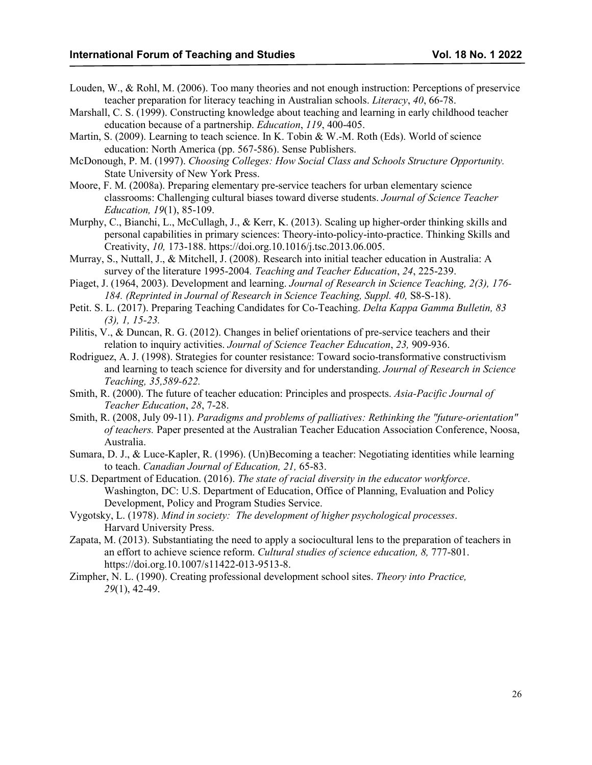Louden, W., & Rohl, M. (2006). Too many theories and not enough instruction: Perceptions of preservice teacher preparation for literacy teaching in Australian schools. *Literacy*, *40*, 66-78.

Marshall, C. S. (1999). Constructing knowledge about teaching and learning in early childhood teacher education because of a partnership. *Education*, *119*, 400-405.

Martin, S. (2009). Learning to teach science. In K. Tobin & W.-M. Roth (Eds). World of science education: North America (pp. 567-586). Sense Publishers.

McDonough, P. M. (1997). *Choosing Colleges: How Social Class and Schools Structure Opportunity.* State University of New York Press.

Moore, F. M. (2008a). Preparing elementary pre-service teachers for urban elementary science classrooms: Challenging cultural biases toward diverse students. *Journal of Science Teacher Education, 19*(1), 85-109.

Murphy, C., Bianchi, L., McCullagh, J., & Kerr, K. (2013). Scaling up higher-order thinking skills and personal capabilities in primary sciences: Theory-into-policy-into-practice. Thinking Skills and Creativity, *10,* 173-188. https://doi.org/10.1016/j.tsc.2013.06.005.

Murray, S., Nuttall, J., & Mitchell, J. (2008). Research into initial teacher education in Australia: A survey of the literature 1995-2004*. Teaching and Teacher Education*, *24*, 225-239.

Piaget, J. (1964, 2003). Development and learning. *Journal of Research in Science Teaching, 2(3), 176-184. (Reprinted in Journal of Research in Science Teaching, Suppl. 40,* S8-S-18).

Petit. S. L. (2017). Preparing Teaching Candidates for Co-Teaching. *Delta Kappa Gamma Bulletin, 83 (3), 1, 15-23.*

Pilitis, V., & Duncan, R. G. (2012). Changes in belief orientations of pre-service teachers and their relation to inquiry activities. *Journal of Science Teacher Education*, *23,* 909-936.

Rodriguez, A. J. (1998). Strategies for counter resistance: Toward socio-transformative constructivism and learning to teach science for diversity and for understanding. *Journal of Research in Science Teaching, 35,589-622.*

Smith, R. (2000). The future of teacher education: Principles and prospects. *Asia-Pacific Journal of Teacher Education*, *28*, 7-28.

Smith, R. (2008, July 09-11). *Paradigms and problems of palliatives: Rethinking the "future-orientation" of teachers.* Paper presented at the Australian Teacher Education Association Conference, Noosa, Australia.

Sumara, D. J., & Luce-Kapler, R. (1996). (Un)Becoming a teacher: Negotiating identities while learning to teach. *Canadian Journal of Education, 21,* 65-83.

U.S. Department of Education. (2016). *The state of racial diversity in the educator workforce*. Washington, DC: U.S. Department of Education, Office of Planning, Evaluation and Policy Development, Policy and Program Studies Service.

Vygotsky, L. (1978). *Mind in society: The development of higher psychological processes*. Harvard University Press.

Zapata, M. (2013). Substantiating the need to apply a sociocultural lens to the preparation of teachers in an effort to achieve science reform. *Cultural studies of science education, 8,* 777-801. https://doi.org.10.1007/s11422-013-9513-8.

Zimpher, N. L. (1990). Creating professional development school sites. *Theory into Practice, 29*(1), 42-49.